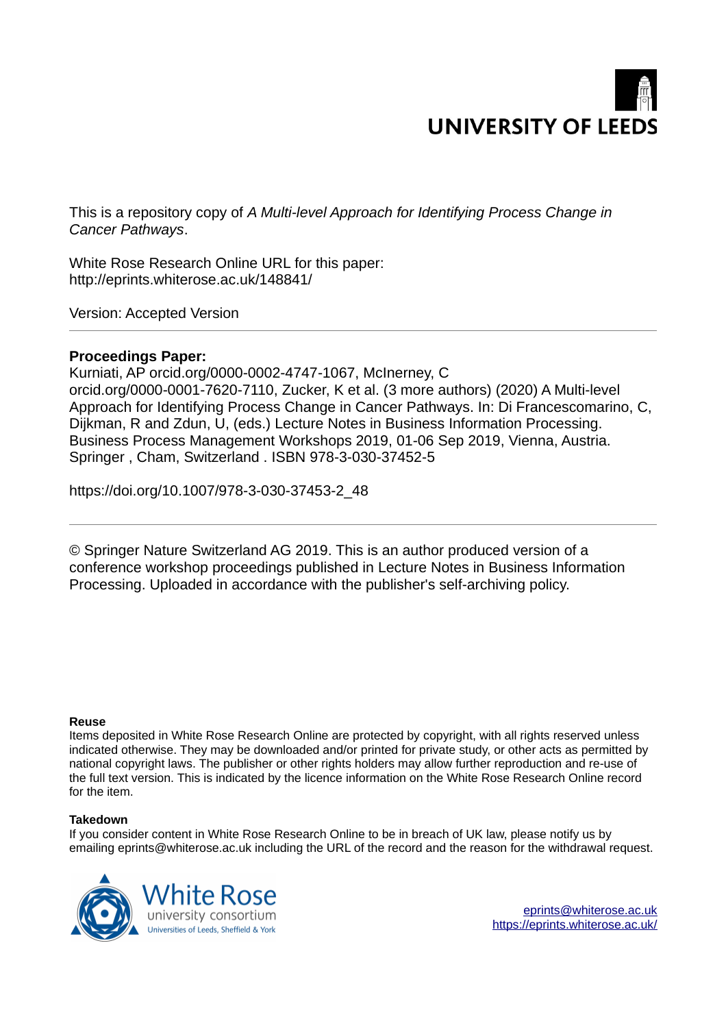UNIVERSITY OF LEEDS

This is a repository copy of *A Multi-level Approach for Identifying Process Change in Cancer Pathways*.

White Rose Research Online URL for this paper:
http://eprints.whiterose.ac.uk/148841/

Version: Accepted Version

**Proceedings Paper:**

Kurniati, AP orcid.org/0000-0002-4747-1067, McInerney, C orcid.org/0000-0001-7620-7110, Zucker, K et al. (3 more authors) (2020) A Multi-level Approach for Identifying Process Change in Cancer Pathways. In: Di Francescomarino, C, Dijkman, R and Zdun, U, (eds.) Lecture Notes in Business Information Processing. Business Process Management Workshops 2019, 01-06 Sep 2019, Vienna, Austria. Springer , Cham, Switzerland . ISBN 978-3-030-37452-5

https://doi.org/10.1007/978-3-030-37453-2_48

© Springer Nature Switzerland AG 2019. This is an author produced version of a conference workshop proceedings published in Lecture Notes in Business Information Processing. Uploaded in accordance with the publisher's self-archiving policy.

**Reuse**

Items deposited in White Rose Research Online are protected by copyright, with all rights reserved unless indicated otherwise. They may be downloaded and/or printed for private study, or other acts as permitted by national copyright laws. The publisher or other rights holders may allow further reproduction and re-use of the full text version. This is indicated by the licence information on the White Rose Research Online record for the item.

**Takedown**

If you consider content in White Rose Research Online to be in breach of UK law, please notify us by emailing eprints@whiterose.ac.uk including the URL of the record and the reason for the withdrawal request.

White Rose university consortium
Universities of Leeds, Sheffield & York

eprints@whiterose.ac.uk
https://eprints.whiterose.ac.uk/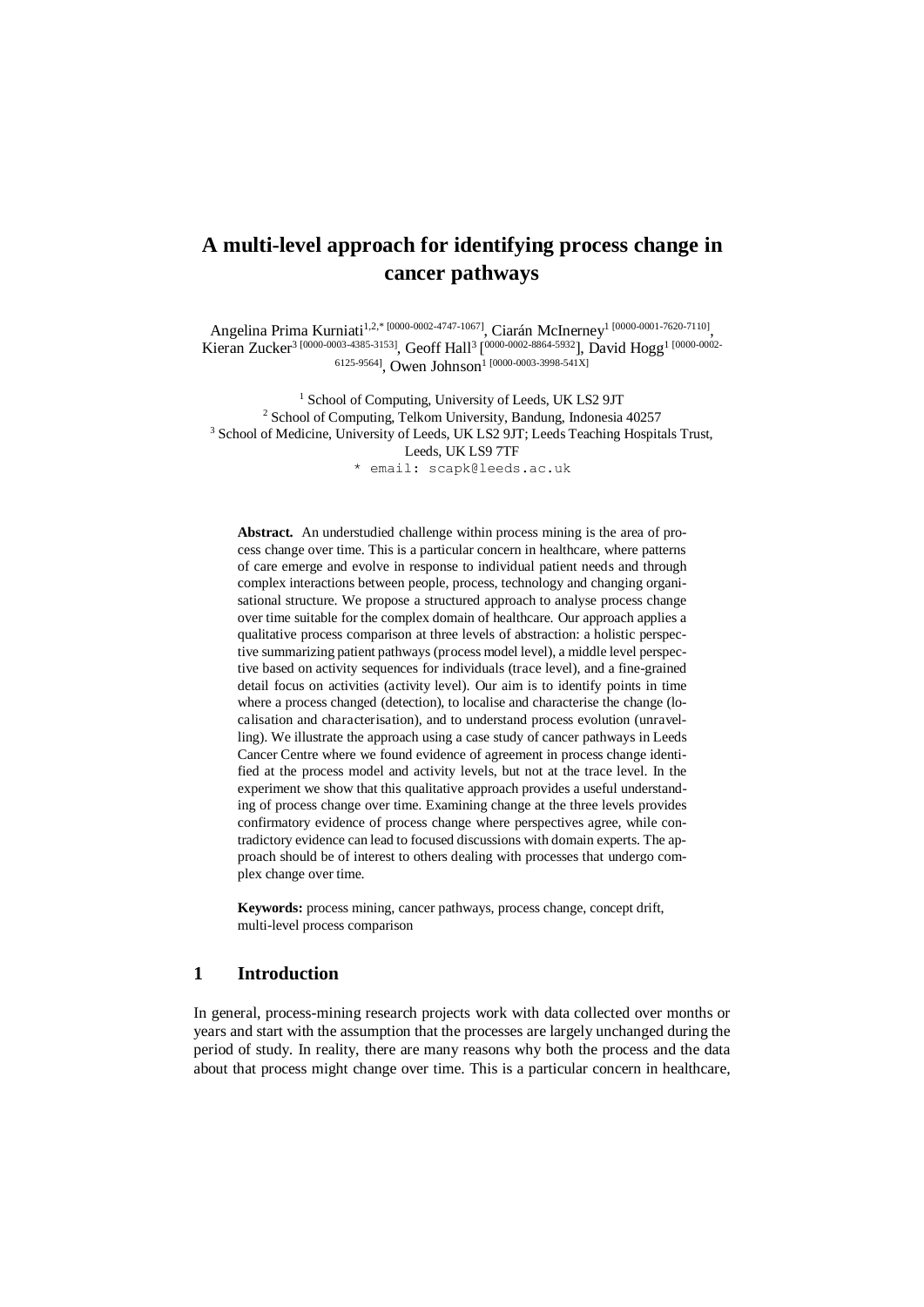# A multi-level approach for identifying process change in cancer pathways

Angelina Prima Kurniati[1,2,* [0000-0002-4747-1067]], Ciarán McInerney[1 [0000-0001-7620-7110]], Kieran Zucker[3 [0000-0003-4385-3153]], Geoff Hall[3 [0000-0002-8864-5932]], David Hogg[1 [0000-0002-6125-9564]], Owen Johnson[1 [0000-0003-3998-541X]]

[1] School of Computing, University of Leeds, UK LS2 9JT
[2] School of Computing, Telkom University, Bandung, Indonesia 40257
[3] School of Medicine, University of Leeds, UK LS2 9JT; Leeds Teaching Hospitals Trust, Leeds, UK LS9 7TF
* email: scapk@leeds.ac.uk

**Abstract.** An understudied challenge within process mining is the area of process change over time. This is a particular concern in healthcare, where patterns of care emerge and evolve in response to individual patient needs and through complex interactions between people, process, technology and changing organisational structure. We propose a structured approach to analyse process change over time suitable for the complex domain of healthcare. Our approach applies a qualitative process comparison at three levels of abstraction: a holistic perspective summarizing patient pathways (process model level), a middle level perspective based on activity sequences for individuals (trace level), and a fine-grained detail focus on activities (activity level). Our aim is to identify points in time where a process changed (detection), to localise and characterise the change (localisation and characterisation), and to understand process evolution (unravelling). We illustrate the approach using a case study of cancer pathways in Leeds Cancer Centre where we found evidence of agreement in process change identified at the process model and activity levels, but not at the trace level. In the experiment we show that this qualitative approach provides a useful understanding of process change over time. Examining change at the three levels provides confirmatory evidence of process change where perspectives agree, while contradictory evidence can lead to focused discussions with domain experts. The approach should be of interest to others dealing with processes that undergo complex change over time.

**Keywords:** process mining, cancer pathways, process change, concept drift, multi-level process comparison

## 1 Introduction

In general, process-mining research projects work with data collected over months or years and start with the assumption that the processes are largely unchanged during the period of study. In reality, there are many reasons why both the process and the data about that process might change over time. This is a particular concern in healthcare,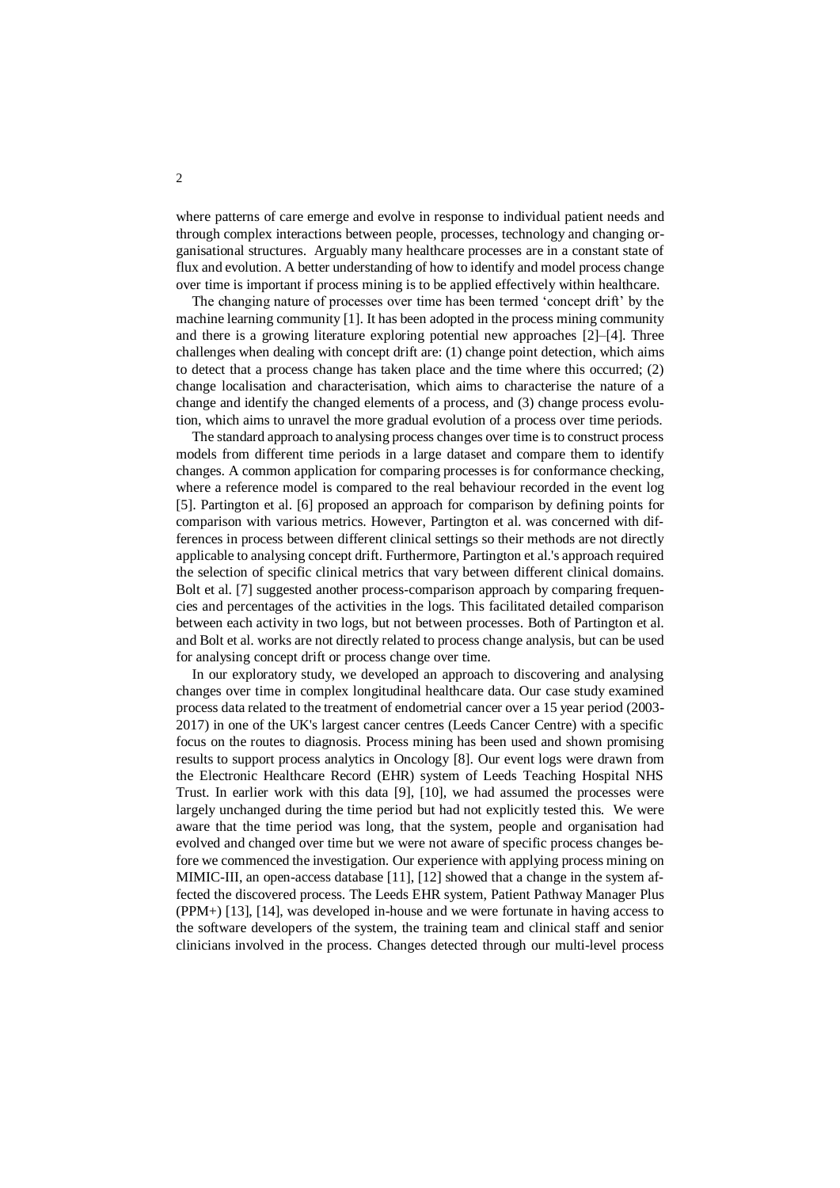where patterns of care emerge and evolve in response to individual patient needs and through complex interactions between people, processes, technology and changing organisational structures. Arguably many healthcare processes are in a constant state of flux and evolution. A better understanding of how to identify and model process change over time is important if process mining is to be applied effectively within healthcare.

The changing nature of processes over time has been termed 'concept drift' by the machine learning community [1]. It has been adopted in the process mining community and there is a growing literature exploring potential new approaches [2]–[4]. Three challenges when dealing with concept drift are: (1) change point detection, which aims to detect that a process change has taken place and the time where this occurred; (2) change localisation and characterisation, which aims to characterise the nature of a change and identify the changed elements of a process, and (3) change process evolution, which aims to unravel the more gradual evolution of a process over time periods.

The standard approach to analysing process changes over time is to construct process models from different time periods in a large dataset and compare them to identify changes. A common application for comparing processes is for conformance checking, where a reference model is compared to the real behaviour recorded in the event log [5]. Partington et al. [6] proposed an approach for comparison by defining points for comparison with various metrics. However, Partington et al. was concerned with differences in process between different clinical settings so their methods are not directly applicable to analysing concept drift. Furthermore, Partington et al.'s approach required the selection of specific clinical metrics that vary between different clinical domains. Bolt et al. [7] suggested another process-comparison approach by comparing frequencies and percentages of the activities in the logs. This facilitated detailed comparison between each activity in two logs, but not between processes. Both of Partington et al. and Bolt et al. works are not directly related to process change analysis, but can be used for analysing concept drift or process change over time.

In our exploratory study, we developed an approach to discovering and analysing changes over time in complex longitudinal healthcare data. Our case study examined process data related to the treatment of endometrial cancer over a 15 year period (2003-2017) in one of the UK's largest cancer centres (Leeds Cancer Centre) with a specific focus on the routes to diagnosis. Process mining has been used and shown promising results to support process analytics in Oncology [8]. Our event logs were drawn from the Electronic Healthcare Record (EHR) system of Leeds Teaching Hospital NHS Trust. In earlier work with this data [9], [10], we had assumed the processes were largely unchanged during the time period but had not explicitly tested this. We were aware that the time period was long, that the system, people and organisation had evolved and changed over time but we were not aware of specific process changes before we commenced the investigation. Our experience with applying process mining on MIMIC-III, an open-access database [11], [12] showed that a change in the system affected the discovered process. The Leeds EHR system, Patient Pathway Manager Plus (PPM+) [13], [14], was developed in-house and we were fortunate in having access to the software developers of the system, the training team and clinical staff and senior clinicians involved in the process. Changes detected through our multi-level process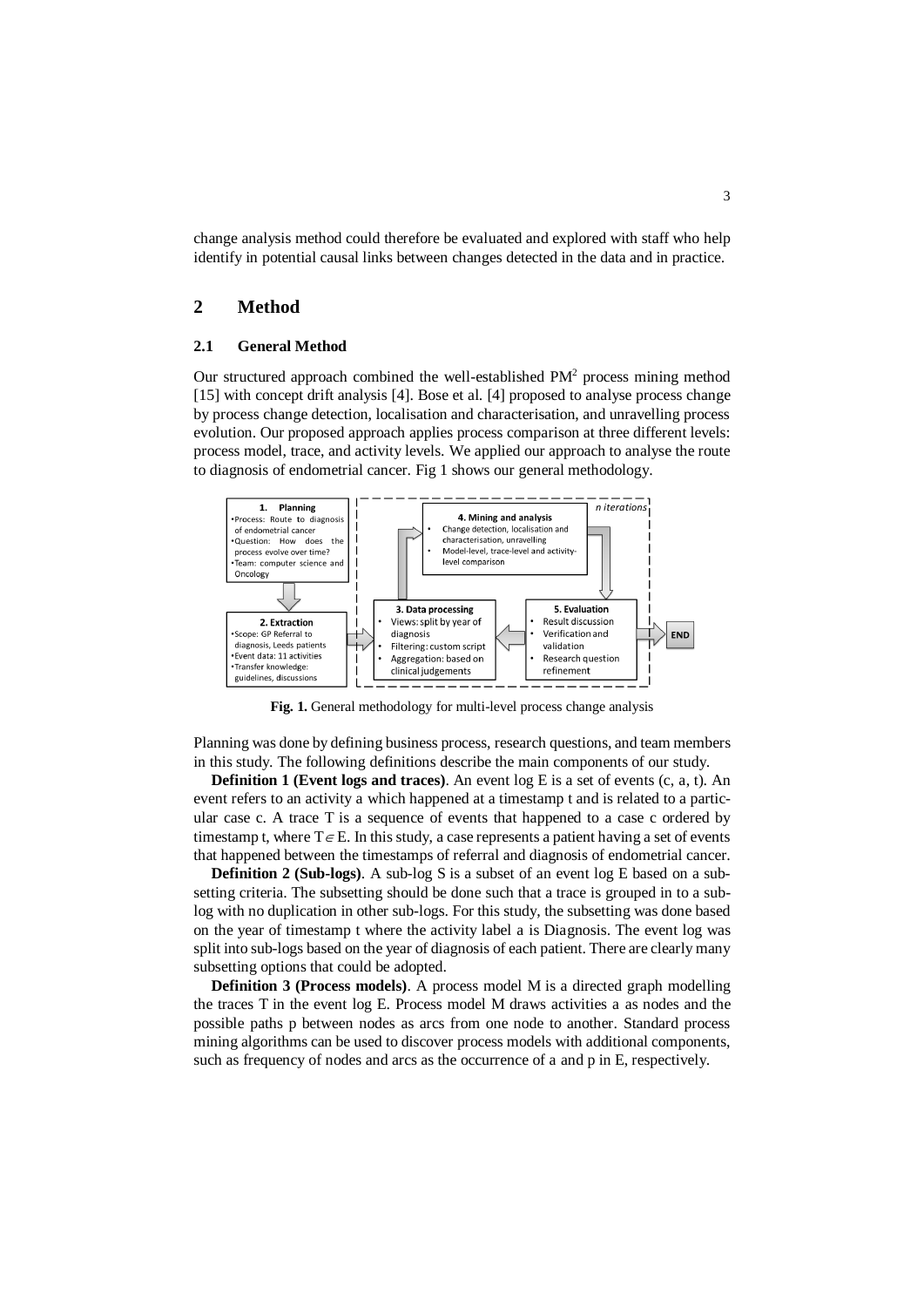change analysis method could therefore be evaluated and explored with staff who help identify in potential causal links between changes detected in the data and in practice.

## 2 Method

### 2.1 General Method

Our structured approach combined the well-established PM$^2$ process mining method [15] with concept drift analysis [4]. Bose et al. [4] proposed to analyse process change by process change detection, localisation and characterisation, and unravelling process evolution. Our proposed approach applies process comparison at three different levels: process model, trace, and activity levels. We applied our approach to analyse the route to diagnosis of endometrial cancer. Fig 1 shows our general methodology.

**Fig. 1.** General methodology for multi-level process change analysis

Planning was done by defining business process, research questions, and team members in this study. The following definitions describe the main components of our study.

**Definition 1 (Event logs and traces)**. An event log E is a set of events (c, a, t). An event refers to an activity a which happened at a timestamp t and is related to a particular case c. A trace T is a sequence of events that happened to a case c ordered by timestamp t, where $T \in E$. In this study, a case represents a patient having a set of events that happened between the timestamps of referral and diagnosis of endometrial cancer.

**Definition 2 (Sub-logs)**. A sub-log S is a subset of an event log E based on a subsetting criteria. The subsetting should be done such that a trace is grouped in to a sub-log with no duplication in other sub-logs. For this study, the subsetting was done based on the year of timestamp t where the activity label a is Diagnosis. The event log was split into sub-logs based on the year of diagnosis of each patient. There are clearly many subsetting options that could be adopted.

**Definition 3 (Process models)**. A process model M is a directed graph modelling the traces T in the event log E. Process model M draws activities a as nodes and the possible paths p between nodes as arcs from one node to another. Standard process mining algorithms can be used to discover process models with additional components, such as frequency of nodes and arcs as the occurrence of a and p in E, respectively.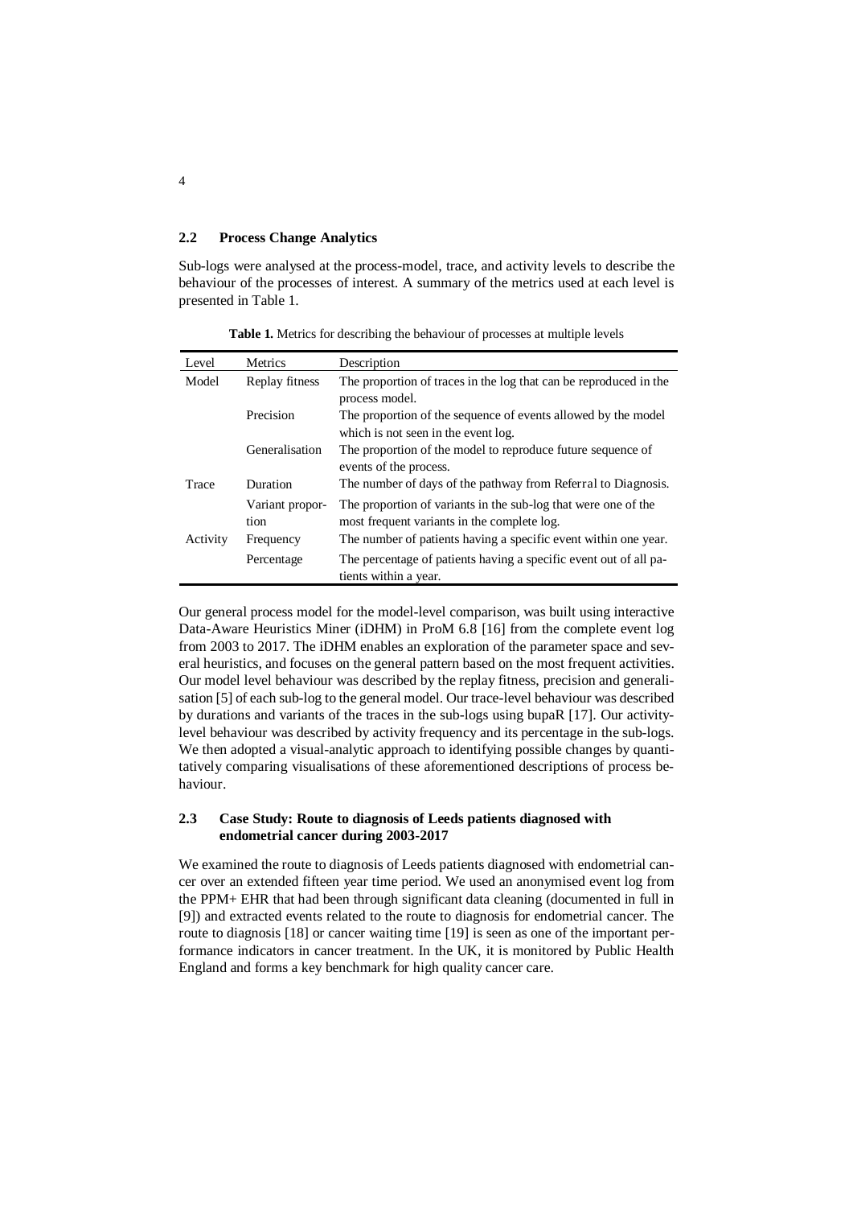### 2.2 Process Change Analytics

Sub-logs were analysed at the process-model, trace, and activity levels to describe the behaviour of the processes of interest. A summary of the metrics used at each level is presented in Table 1.

**Table 1.** Metrics for describing the behaviour of processes at multiple levels

| Level | Metrics | Description |
|---|---|---|
| Model | Replay fitness | The proportion of traces in the log that can be reproduced in the process model. |
| | Precision | The proportion of the sequence of events allowed by the model which is not seen in the event log. |
| | Generalisation | The proportion of the model to reproduce future sequence of events of the process. |
| Trace | Duration | The number of days of the pathway from Referral to Diagnosis. |
| | Variant proportion | The proportion of variants in the sub-log that were one of the most frequent variants in the complete log. |
| Activity | Frequency | The number of patients having a specific event within one year. |
| | Percentage | The percentage of patients having a specific event out of all patients within a year. |

Our general process model for the model-level comparison, was built using interactive Data-Aware Heuristics Miner (iDHM) in ProM 6.8 [16] from the complete event log from 2003 to 2017. The iDHM enables an exploration of the parameter space and several heuristics, and focuses on the general pattern based on the most frequent activities. Our model level behaviour was described by the replay fitness, precision and generalisation [5] of each sub-log to the general model. Our trace-level behaviour was described by durations and variants of the traces in the sub-logs using bupaR [17]. Our activity-level behaviour was described by activity frequency and its percentage in the sub-logs. We then adopted a visual-analytic approach to identifying possible changes by quantitatively comparing visualisations of these aforementioned descriptions of process behaviour.

### 2.3 Case Study: Route to diagnosis of Leeds patients diagnosed with endometrial cancer during 2003-2017

We examined the route to diagnosis of Leeds patients diagnosed with endometrial cancer over an extended fifteen year time period. We used an anonymised event log from the PPM+ EHR that had been through significant data cleaning (documented in full in [9]) and extracted events related to the route to diagnosis for endometrial cancer. The route to diagnosis [18] or cancer waiting time [19] is seen as one of the important performance indicators in cancer treatment. In the UK, it is monitored by Public Health England and forms a key benchmark for high quality cancer care.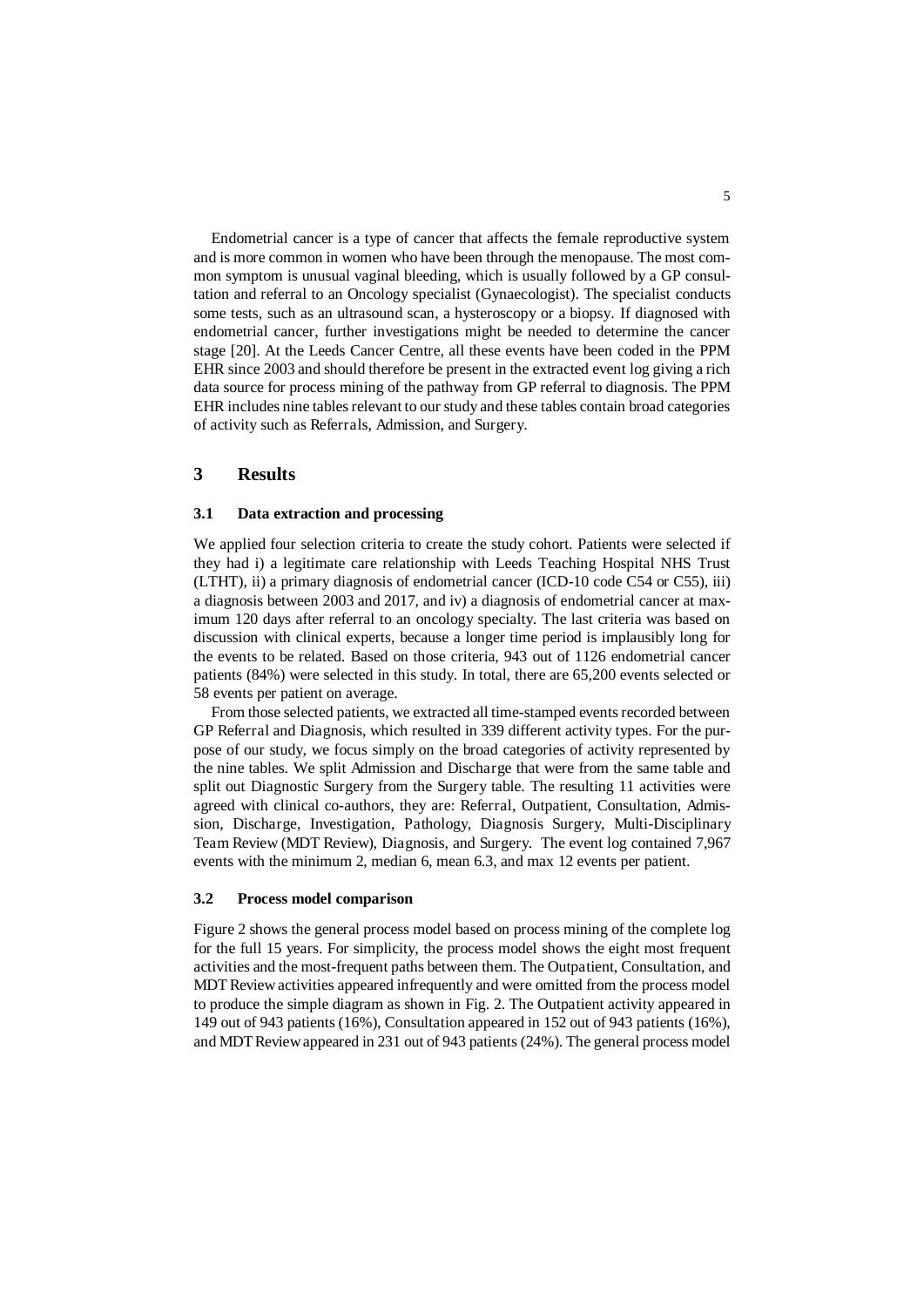Endometrial cancer is a type of cancer that affects the female reproductive system and is more common in women who have been through the menopause. The most common symptom is unusual vaginal bleeding, which is usually followed by a GP consultation and referral to an Oncology specialist (Gynaecologist). The specialist conducts some tests, such as an ultrasound scan, a hysteroscopy or a biopsy. If diagnosed with endometrial cancer, further investigations might be needed to determine the cancer stage [20]. At the Leeds Cancer Centre, all these events have been coded in the PPM EHR since 2003 and should therefore be present in the extracted event log giving a rich data source for process mining of the pathway from GP referral to diagnosis. The PPM EHR includes nine tables relevant to our study and these tables contain broad categories of activity such as Referrals, Admission, and Surgery.

## 3 Results

### 3.1 Data extraction and processing

We applied four selection criteria to create the study cohort. Patients were selected if they had i) a legitimate care relationship with Leeds Teaching Hospital NHS Trust (LTHT), ii) a primary diagnosis of endometrial cancer (ICD-10 code C54 or C55), iii) a diagnosis between 2003 and 2017, and iv) a diagnosis of endometrial cancer at maximum 120 days after referral to an oncology specialty. The last criteria was based on discussion with clinical experts, because a longer time period is implausibly long for the events to be related. Based on those criteria, 943 out of 1126 endometrial cancer patients (84%) were selected in this study. In total, there are 65,200 events selected or 58 events per patient on average.

From those selected patients, we extracted all time-stamped events recorded between GP Referral and Diagnosis, which resulted in 339 different activity types. For the purpose of our study, we focus simply on the broad categories of activity represented by the nine tables. We split Admission and Discharge that were from the same table and split out Diagnostic Surgery from the Surgery table. The resulting 11 activities were agreed with clinical co-authors, they are: Referral, Outpatient, Consultation, Admission, Discharge, Investigation, Pathology, Diagnosis Surgery, Multi-Disciplinary Team Review (MDT Review), Diagnosis, and Surgery. The event log contained 7,967 events with the minimum 2, median 6, mean 6.3, and max 12 events per patient.

### 3.2 Process model comparison

Figure 2 shows the general process model based on process mining of the complete log for the full 15 years. For simplicity, the process model shows the eight most frequent activities and the most-frequent paths between them. The Outpatient, Consultation, and MDT Review activities appeared infrequently and were omitted from the process model to produce the simple diagram as shown in Fig. 2. The Outpatient activity appeared in 149 out of 943 patients (16%), Consultation appeared in 152 out of 943 patients (16%), and MDT Review appeared in 231 out of 943 patients (24%). The general process model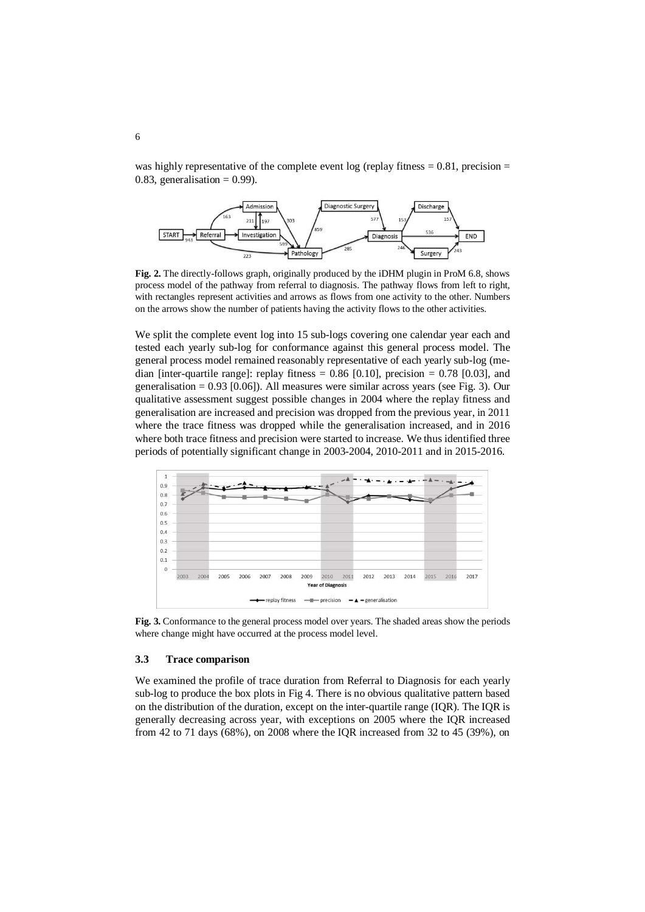was highly representative of the complete event log (replay fitness = 0.81, precision = 0.83, generalisation = 0.99).

**Fig. 2.** The directly-follows graph, originally produced by the iDHM plugin in ProM 6.8, shows process model of the pathway from referral to diagnosis. The pathway flows from left to right, with rectangles represent activities and arrows as flows from one activity to the other. Numbers on the arrows show the number of patients having the activity flows to the other activities.

We split the complete event log into 15 sub-logs covering one calendar year each and tested each yearly sub-log for conformance against this general process model. The general process model remained reasonably representative of each yearly sub-log (median [inter-quartile range]: replay fitness = 0.86 [0.10], precision = 0.78 [0.03], and generalisation = 0.93 [0.06]). All measures were similar across years (see Fig. 3). Our qualitative assessment suggest possible changes in 2004 where the replay fitness and generalisation are increased and precision was dropped from the previous year, in 2011 where the trace fitness was dropped while the generalisation increased, and in 2016 where both trace fitness and precision were started to increase. We thus identified three periods of potentially significant change in 2003-2004, 2010-2011 and in 2015-2016.

**Fig. 3.** Conformance to the general process model over years. The shaded areas show the periods where change might have occurred at the process model level.

### 3.3 Trace comparison

We examined the profile of trace duration from Referral to Diagnosis for each yearly sub-log to produce the box plots in Fig 4. There is no obvious qualitative pattern based on the distribution of the duration, except on the inter-quartile range (IQR). The IQR is generally decreasing across year, with exceptions on 2005 where the IQR increased from 42 to 71 days (68%), on 2008 where the IQR increased from 32 to 45 (39%), on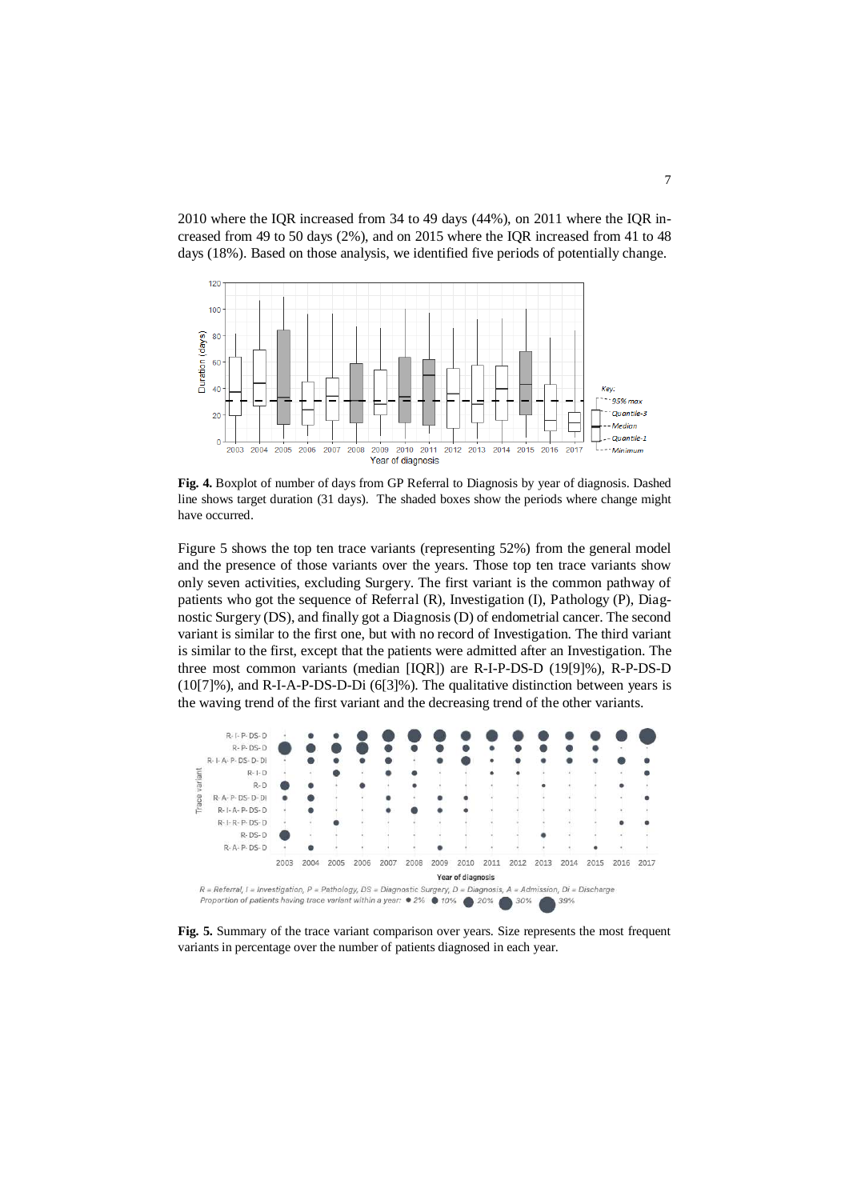2010 where the IQR increased from 34 to 49 days (44%), on 2011 where the IQR increased from 49 to 50 days (2%), and on 2015 where the IQR increased from 41 to 48 days (18%). Based on those analysis, we identified five periods of potentially change.

**Fig. 4.** Boxplot of number of days from GP Referral to Diagnosis by year of diagnosis. Dashed line shows target duration (31 days). The shaded boxes show the periods where change might have occurred.

Figure 5 shows the top ten trace variants (representing 52%) from the general model and the presence of those variants over the years. Those top ten trace variants show only seven activities, excluding Surgery. The first variant is the common pathway of patients who got the sequence of Referral (R), Investigation (I), Pathology (P), Diagnostic Surgery (DS), and finally got a Diagnosis (D) of endometrial cancer. The second variant is similar to the first one, but with no record of Investigation. The third variant is similar to the first, except that the patients were admitted after an Investigation. The three most common variants (median [IQR]) are R-I-P-DS-D (19[9]%), R-P-DS-D (10[7]%), and R-I-A-P-DS-D-Di (6[3]%). The qualitative distinction between years is the waving trend of the first variant and the decreasing trend of the other variants.

**Fig. 5.** Summary of the trace variant comparison over years. Size represents the most frequent variants in percentage over the number of patients diagnosed in each year.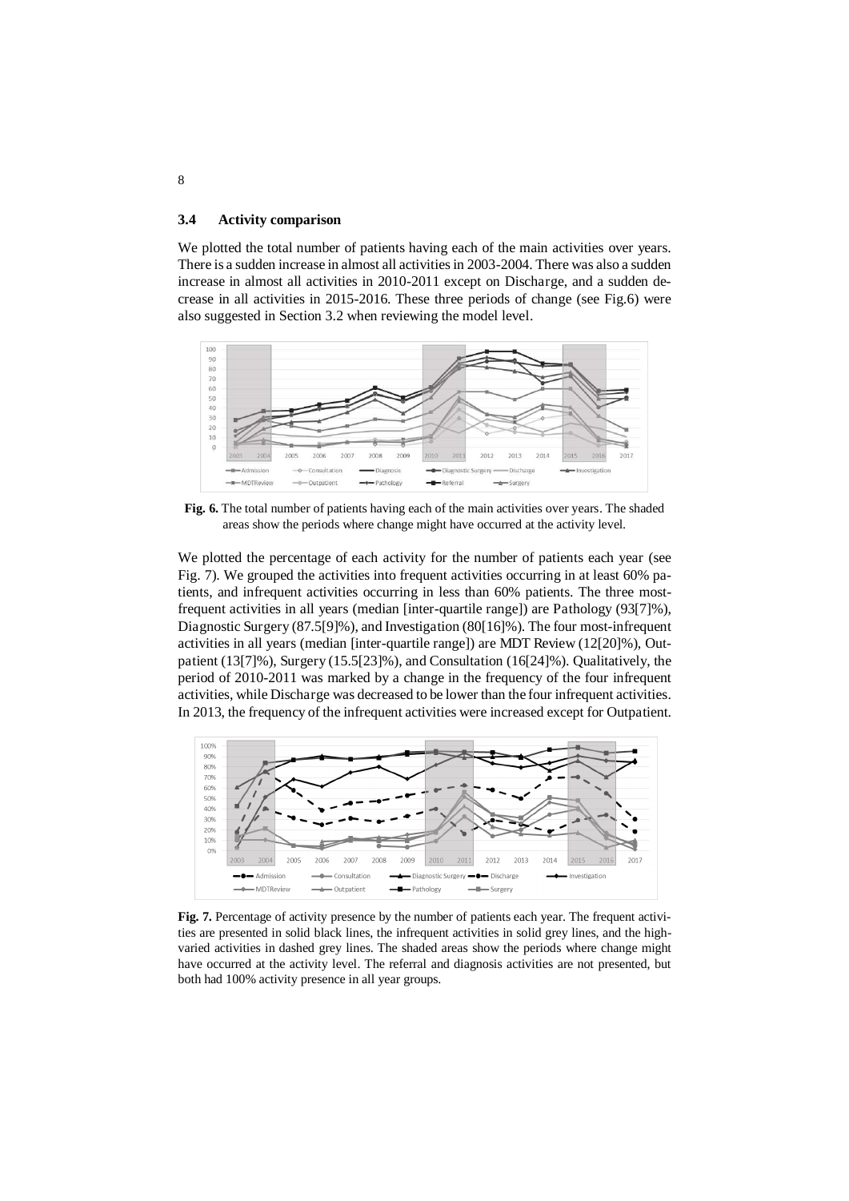### 3.4 Activity comparison

We plotted the total number of patients having each of the main activities over years. There is a sudden increase in almost all activities in 2003-2004. There was also a sudden increase in almost all activities in 2010-2011 except on Discharge, and a sudden decrease in all activities in 2015-2016. These three periods of change (see Fig.6) were also suggested in Section 3.2 when reviewing the model level.

**Fig. 6.** The total number of patients having each of the main activities over years. The shaded areas show the periods where change might have occurred at the activity level.

We plotted the percentage of each activity for the number of patients each year (see Fig. 7). We grouped the activities into frequent activities occurring in at least 60% patients, and infrequent activities occurring in less than 60% patients. The three most-frequent activities in all years (median [inter-quartile range]) are Pathology (93[7]%), Diagnostic Surgery (87.5[9]%), and Investigation (80[16]%). The four most-infrequent activities in all years (median [inter-quartile range]) are MDT Review (12[20]%), Outpatient (13[7]%), Surgery (15.5[23]%), and Consultation (16[24]%). Qualitatively, the period of 2010-2011 was marked by a change in the frequency of the four infrequent activities, while Discharge was decreased to be lower than the four infrequent activities. In 2013, the frequency of the infrequent activities were increased except for Outpatient.

**Fig. 7.** Percentage of activity presence by the number of patients each year. The frequent activities are presented in solid black lines, the infrequent activities in solid grey lines, and the high-varied activities in dashed grey lines. The shaded areas show the periods where change might have occurred at the activity level. The referral and diagnosis activities are not presented, but both had 100% activity presence in all year groups.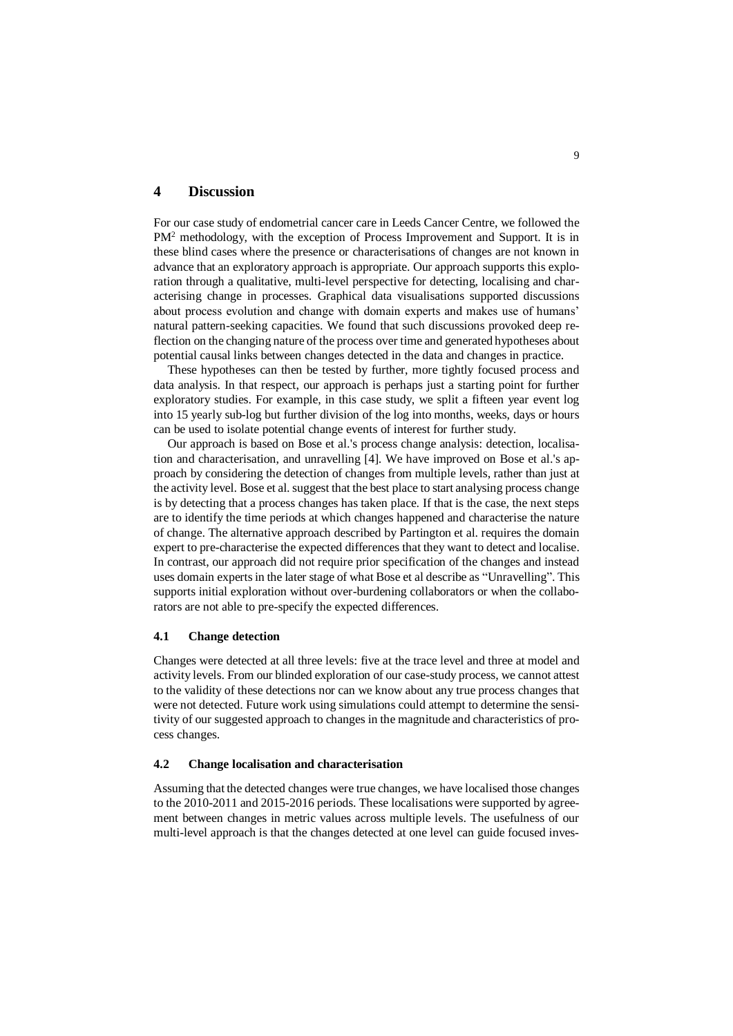# 4 Discussion

For our case study of endometrial cancer care in Leeds Cancer Centre, we followed the PM² methodology, with the exception of Process Improvement and Support. It is in these blind cases where the presence or characterisations of changes are not known in advance that an exploratory approach is appropriate. Our approach supports this exploration through a qualitative, multi-level perspective for detecting, localising and characterising change in processes. Graphical data visualisations supported discussions about process evolution and change with domain experts and makes use of humans' natural pattern-seeking capacities. We found that such discussions provoked deep reflection on the changing nature of the process over time and generated hypotheses about potential causal links between changes detected in the data and changes in practice.

These hypotheses can then be tested by further, more tightly focused process and data analysis. In that respect, our approach is perhaps just a starting point for further exploratory studies. For example, in this case study, we split a fifteen year event log into 15 yearly sub-log but further division of the log into months, weeks, days or hours can be used to isolate potential change events of interest for further study.

Our approach is based on Bose et al.'s process change analysis: detection, localisation and characterisation, and unravelling [4]. We have improved on Bose et al.'s approach by considering the detection of changes from multiple levels, rather than just at the activity level. Bose et al. suggest that the best place to start analysing process change is by detecting that a process changes has taken place. If that is the case, the next steps are to identify the time periods at which changes happened and characterise the nature of change. The alternative approach described by Partington et al. requires the domain expert to pre-characterise the expected differences that they want to detect and localise. In contrast, our approach did not require prior specification of the changes and instead uses domain experts in the later stage of what Bose et al describe as "Unravelling". This supports initial exploration without over-burdening collaborators or when the collaborators are not able to pre-specify the expected differences.

## 4.1 Change detection

Changes were detected at all three levels: five at the trace level and three at model and activity levels. From our blinded exploration of our case-study process, we cannot attest to the validity of these detections nor can we know about any true process changes that were not detected. Future work using simulations could attempt to determine the sensitivity of our suggested approach to changes in the magnitude and characteristics of process changes.

## 4.2 Change localisation and characterisation

Assuming that the detected changes were true changes, we have localised those changes to the 2010-2011 and 2015-2016 periods. These localisations were supported by agreement between changes in metric values across multiple levels. The usefulness of our multi-level approach is that the changes detected at one level can guide focused inves-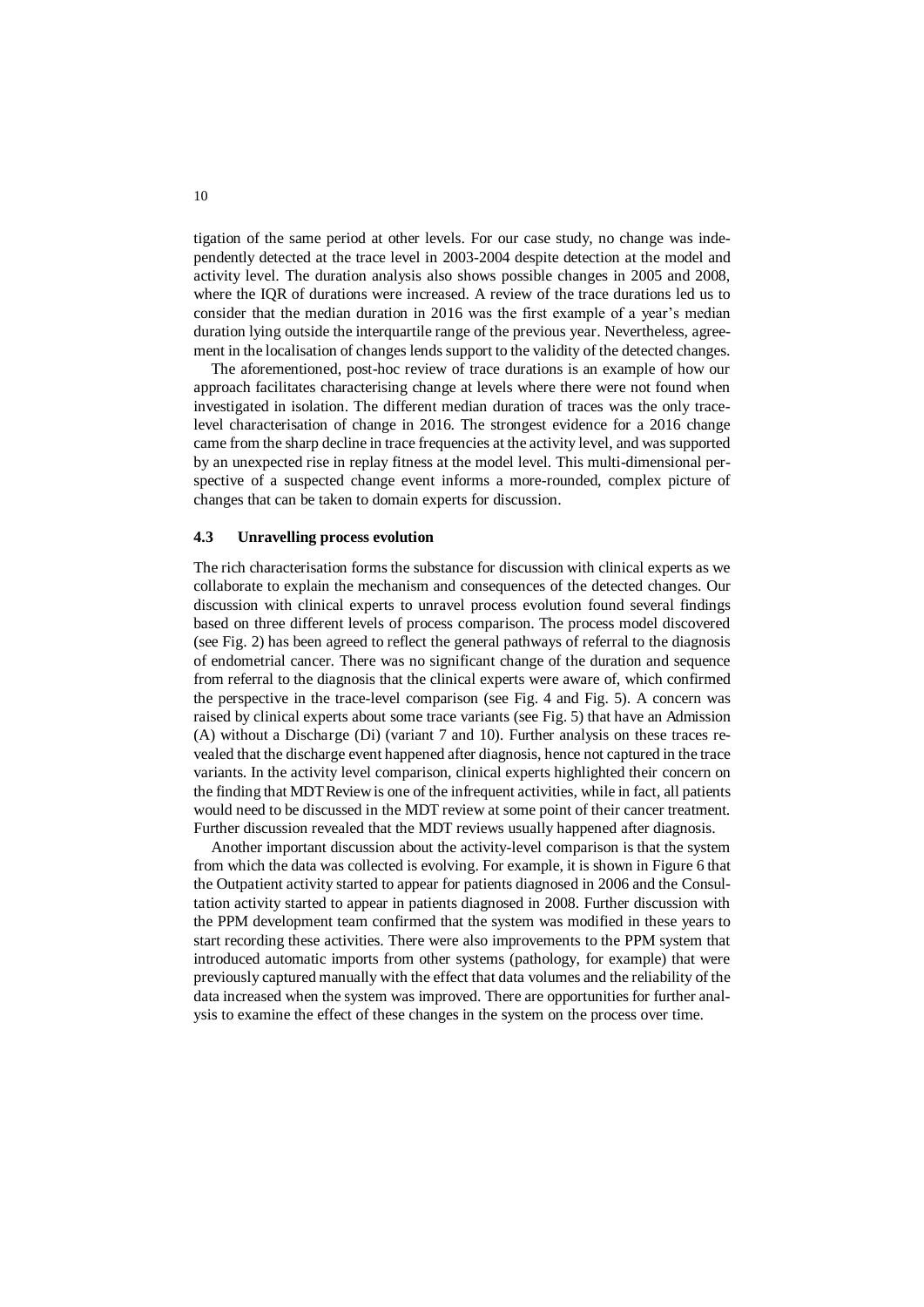tigation of the same period at other levels. For our case study, no change was independently detected at the trace level in 2003-2004 despite detection at the model and activity level. The duration analysis also shows possible changes in 2005 and 2008, where the IQR of durations were increased. A review of the trace durations led us to consider that the median duration in 2016 was the first example of a year's median duration lying outside the interquartile range of the previous year. Nevertheless, agreement in the localisation of changes lends support to the validity of the detected changes.

The aforementioned, post-hoc review of trace durations is an example of how our approach facilitates characterising change at levels where there were not found when investigated in isolation. The different median duration of traces was the only trace-level characterisation of change in 2016. The strongest evidence for a 2016 change came from the sharp decline in trace frequencies at the activity level, and was supported by an unexpected rise in replay fitness at the model level. This multi-dimensional perspective of a suspected change event informs a more-rounded, complex picture of changes that can be taken to domain experts for discussion.

### 4.3 Unravelling process evolution

The rich characterisation forms the substance for discussion with clinical experts as we collaborate to explain the mechanism and consequences of the detected changes. Our discussion with clinical experts to unravel process evolution found several findings based on three different levels of process comparison. The process model discovered (see Fig. 2) has been agreed to reflect the general pathways of referral to the diagnosis of endometrial cancer. There was no significant change of the duration and sequence from referral to the diagnosis that the clinical experts were aware of, which confirmed the perspective in the trace-level comparison (see Fig. 4 and Fig. 5). A concern was raised by clinical experts about some trace variants (see Fig. 5) that have an Admission (A) without a Discharge (Di) (variant 7 and 10). Further analysis on these traces revealed that the discharge event happened after diagnosis, hence not captured in the trace variants. In the activity level comparison, clinical experts highlighted their concern on the finding that MDT Review is one of the infrequent activities, while in fact, all patients would need to be discussed in the MDT review at some point of their cancer treatment. Further discussion revealed that the MDT reviews usually happened after diagnosis.

Another important discussion about the activity-level comparison is that the system from which the data was collected is evolving. For example, it is shown in Figure 6 that the Outpatient activity started to appear for patients diagnosed in 2006 and the Consultation activity started to appear in patients diagnosed in 2008. Further discussion with the PPM development team confirmed that the system was modified in these years to start recording these activities. There were also improvements to the PPM system that introduced automatic imports from other systems (pathology, for example) that were previously captured manually with the effect that data volumes and the reliability of the data increased when the system was improved. There are opportunities for further analysis to examine the effect of these changes in the system on the process over time.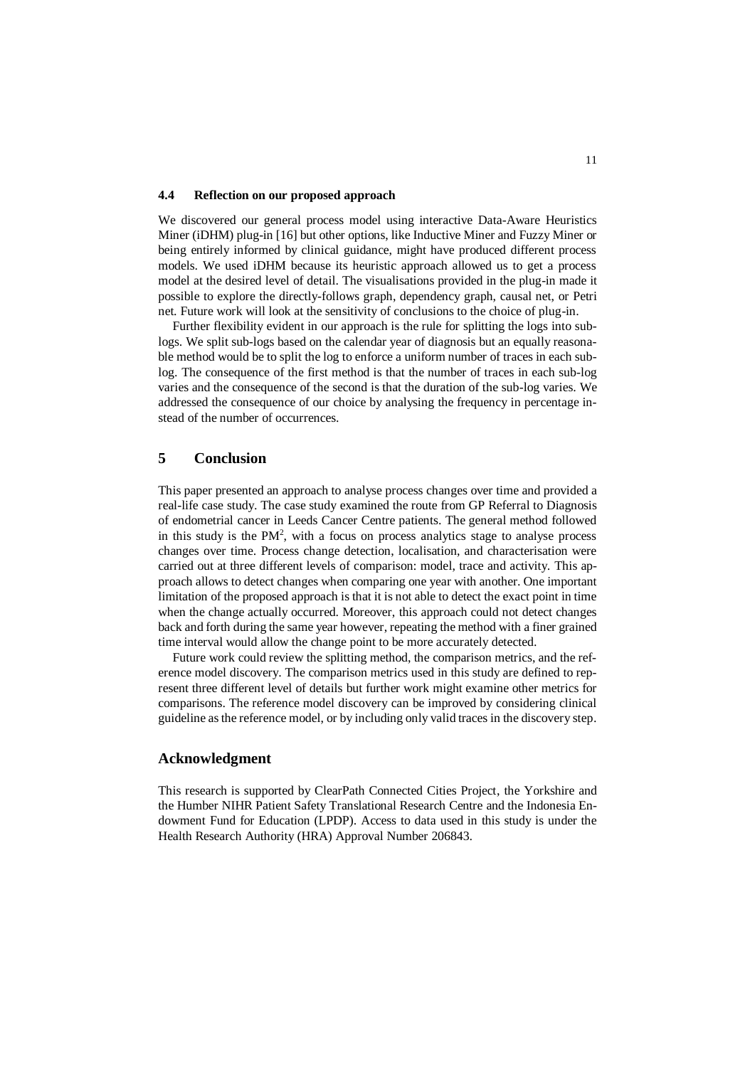### 4.4 Reflection on our proposed approach

We discovered our general process model using interactive Data-Aware Heuristics Miner (iDHM) plug-in [16] but other options, like Inductive Miner and Fuzzy Miner or being entirely informed by clinical guidance, might have produced different process models. We used iDHM because its heuristic approach allowed us to get a process model at the desired level of detail. The visualisations provided in the plug-in made it possible to explore the directly-follows graph, dependency graph, causal net, or Petri net. Future work will look at the sensitivity of conclusions to the choice of plug-in.

Further flexibility evident in our approach is the rule for splitting the logs into sub-logs. We split sub-logs based on the calendar year of diagnosis but an equally reasonable method would be to split the log to enforce a uniform number of traces in each sub-log. The consequence of the first method is that the number of traces in each sub-log varies and the consequence of the second is that the duration of the sub-log varies. We addressed the consequence of our choice by analysing the frequency in percentage instead of the number of occurrences.

## 5 Conclusion

This paper presented an approach to analyse process changes over time and provided a real-life case study. The case study examined the route from GP Referral to Diagnosis of endometrial cancer in Leeds Cancer Centre patients. The general method followed in this study is the $PM^2$, with a focus on process analytics stage to analyse process changes over time. Process change detection, localisation, and characterisation were carried out at three different levels of comparison: model, trace and activity. This approach allows to detect changes when comparing one year with another. One important limitation of the proposed approach is that it is not able to detect the exact point in time when the change actually occurred. Moreover, this approach could not detect changes back and forth during the same year however, repeating the method with a finer grained time interval would allow the change point to be more accurately detected.

Future work could review the splitting method, the comparison metrics, and the reference model discovery. The comparison metrics used in this study are defined to represent three different level of details but further work might examine other metrics for comparisons. The reference model discovery can be improved by considering clinical guideline as the reference model, or by including only valid traces in the discovery step.

## Acknowledgment

This research is supported by ClearPath Connected Cities Project, the Yorkshire and the Humber NIHR Patient Safety Translational Research Centre and the Indonesia Endowment Fund for Education (LPDP). Access to data used in this study is under the Health Research Authority (HRA) Approval Number 206843.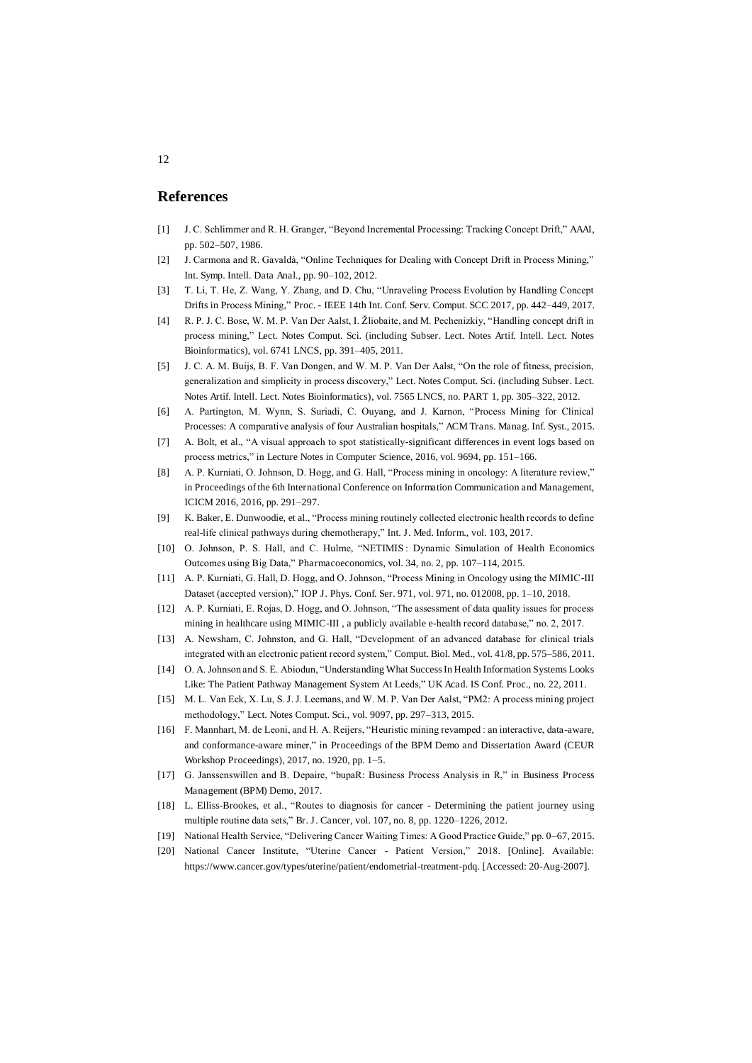## References

[1] J. C. Schlimmer and R. H. Granger, "Beyond Incremental Processing: Tracking Concept Drift," AAAI, pp. 502–507, 1986.

[2] J. Carmona and R. Gavaldà, "Online Techniques for Dealing with Concept Drift in Process Mining," Int. Symp. Intell. Data Anal., pp. 90–102, 2012.

[3] T. Li, T. He, Z. Wang, Y. Zhang, and D. Chu, "Unraveling Process Evolution by Handling Concept Drifts in Process Mining," Proc. - IEEE 14th Int. Conf. Serv. Comput. SCC 2017, pp. 442–449, 2017.

[4] R. P. J. C. Bose, W. M. P. Van Der Aalst, I. Žliobaite, and M. Pechenizkiy, "Handling concept drift in process mining," Lect. Notes Comput. Sci. (including Subser. Lect. Notes Artif. Intell. Lect. Notes Bioinformatics), vol. 6741 LNCS, pp. 391–405, 2011.

[5] J. C. A. M. Buijs, B. F. Van Dongen, and W. M. P. Van Der Aalst, "On the role of fitness, precision, generalization and simplicity in process discovery," Lect. Notes Comput. Sci. (including Subser. Lect. Notes Artif. Intell. Lect. Notes Bioinformatics), vol. 7565 LNCS, no. PART 1, pp. 305–322, 2012.

[6] A. Partington, M. Wynn, S. Suriadi, C. Ouyang, and J. Karnon, "Process Mining for Clinical Processes: A comparative analysis of four Australian hospitals," ACM Trans. Manag. Inf. Syst., 2015.

[7] A. Bolt, et al., "A visual approach to spot statistically-significant differences in event logs based on process metrics," in Lecture Notes in Computer Science, 2016, vol. 9694, pp. 151–166.

[8] A. P. Kurniati, O. Johnson, D. Hogg, and G. Hall, "Process mining in oncology: A literature review," in Proceedings of the 6th International Conference on Information Communication and Management, ICICM 2016, 2016, pp. 291–297.

[9] K. Baker, E. Dunwoodie, et al., "Process mining routinely collected electronic health records to define real-life clinical pathways during chemotherapy," Int. J. Med. Inform., vol. 103, 2017.

[10] O. Johnson, P. S. Hall, and C. Hulme, "NETIMIS : Dynamic Simulation of Health Economics Outcomes using Big Data," Pharmacoeconomics, vol. 34, no. 2, pp. 107–114, 2015.

[11] A. P. Kurniati, G. Hall, D. Hogg, and O. Johnson, "Process Mining in Oncology using the MIMIC-III Dataset (accepted version)," IOP J. Phys. Conf. Ser. 971, vol. 971, no. 012008, pp. 1–10, 2018.

[12] A. P. Kurniati, E. Rojas, D. Hogg, and O. Johnson, "The assessment of data quality issues for process mining in healthcare using MIMIC-III , a publicly available e-health record database," no. 2, 2017.

[13] A. Newsham, C. Johnston, and G. Hall, "Development of an advanced database for clinical trials integrated with an electronic patient record system," Comput. Biol. Med., vol. 41/8, pp. 575–586, 2011.

[14] O. A. Johnson and S. E. Abiodun, "Understanding What Success In Health Information Systems Looks Like: The Patient Pathway Management System At Leeds," UK Acad. IS Conf. Proc., no. 22, 2011.

[15] M. L. Van Eck, X. Lu, S. J. J. Leemans, and W. M. P. Van Der Aalst, "PM2: A process mining project methodology," Lect. Notes Comput. Sci., vol. 9097, pp. 297–313, 2015.

[16] F. Mannhart, M. de Leoni, and H. A. Reijers, "Heuristic mining revamped : an interactive, data-aware, and conformance-aware miner," in Proceedings of the BPM Demo and Dissertation Award (CEUR Workshop Proceedings), 2017, no. 1920, pp. 1–5.

[17] G. Janssenswillen and B. Depaire, "bupaR: Business Process Analysis in R," in Business Process Management (BPM) Demo, 2017.

[18] L. Elliss-Brookes, et al., "Routes to diagnosis for cancer - Determining the patient journey using multiple routine data sets," Br. J. Cancer, vol. 107, no. 8, pp. 1220–1226, 2012.

[19] National Health Service, "Delivering Cancer Waiting Times: A Good Practice Guide," pp. 0–67, 2015.

[20] National Cancer Institute, "Uterine Cancer - Patient Version," 2018. [Online]. Available: https://www.cancer.gov/types/uterine/patient/endometrial-treatment-pdq. [Accessed: 20-Aug-2007].